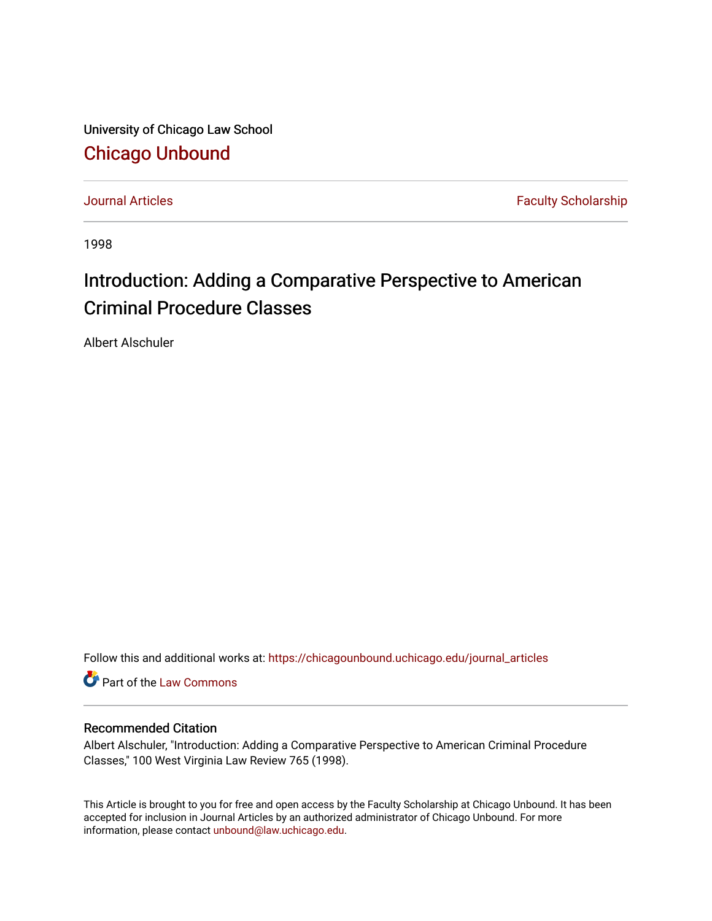University of Chicago Law School

## Chicago Unbound

Journal Articles | Faculty Scholarship

1998

# Introduction: Adding a Comparative Perspective to American Criminal Procedure Classes

Albert Alschuler

Follow this and additional works at: https://chicagounbound.uchicago.edu/journal_articles

Part of the Law Commons

### Recommended Citation

Albert Alschuler, "Introduction: Adding a Comparative Perspective to American Criminal Procedure Classes," 100 West Virginia Law Review 765 (1998).

This Article is brought to you for free and open access by the Faculty Scholarship at Chicago Unbound. It has been accepted for inclusion in Journal Articles by an authorized administrator of Chicago Unbound. For more information, please contact unbound@law.uchicago.edu.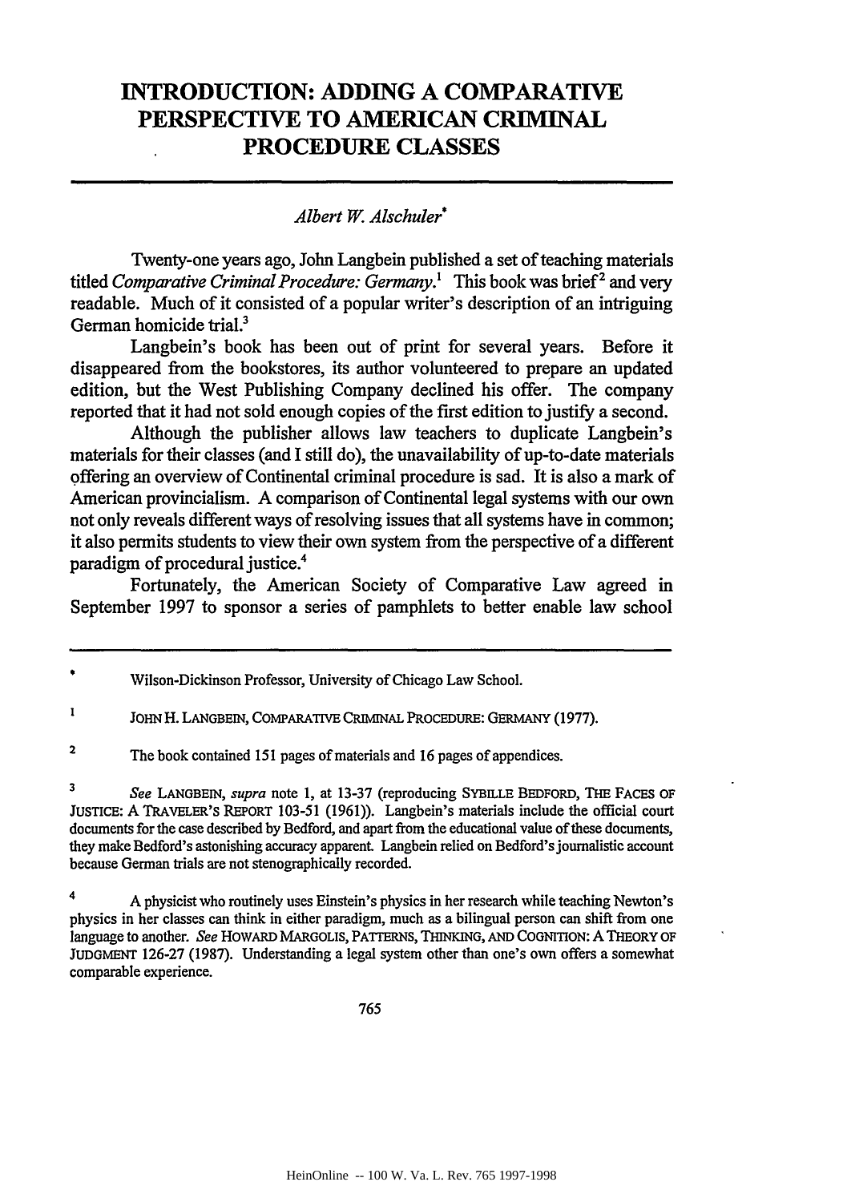# INTRODUCTION: ADDING A COMPARATIVE PERSPECTIVE TO AMERICAN CRIMINAL PROCEDURE CLASSES

*Albert W. Alschuler*[*]

Twenty-one years ago, John Langbein published a set of teaching materials titled *Comparative Criminal Procedure: Germany*.[1] This book was brief[2] and very readable. Much of it consisted of a popular writer's description of an intriguing German homicide trial.[3]

Langbein's book has been out of print for several years. Before it disappeared from the bookstores, its author volunteered to prepare an updated edition, but the West Publishing Company declined his offer. The company reported that it had not sold enough copies of the first edition to justify a second.

Although the publisher allows law teachers to duplicate Langbein's materials for their classes (and I still do), the unavailability of up-to-date materials offering an overview of Continental criminal procedure is sad. It is also a mark of American provincialism. A comparison of Continental legal systems with our own not only reveals different ways of resolving issues that all systems have in common; it also permits students to view their own system from the perspective of a different paradigm of procedural justice.[4]

Fortunately, the American Society of Comparative Law agreed in September 1997 to sponsor a series of pamphlets to better enable law school

---

[*] Wilson-Dickinson Professor, University of Chicago Law School.

[1] JOHN H. LANGBEIN, COMPARATIVE CRIMINAL PROCEDURE: GERMANY (1977).

[2] The book contained 151 pages of materials and 16 pages of appendices.

[3] *See* LANGBEIN, *supra* note 1, at 13-37 (reproducing SYBILLE BEDFORD, THE FACES OF JUSTICE: A TRAVELER'S REPORT 103-51 (1961)). Langbein's materials include the official court documents for the case described by Bedford, and apart from the educational value of these documents, they make Bedford's astonishing accuracy apparent. Langbein relied on Bedford's journalistic account because German trials are not stenographically recorded.

[4] A physicist who routinely uses Einstein's physics in her research while teaching Newton's physics in her classes can think in either paradigm, much as a bilingual person can shift from one language to another. *See* HOWARD MARGOLIS, PATTERNS, THINKING, AND COGNITION: A THEORY OF JUDGMENT 126-27 (1987). Understanding a legal system other than one's own offers a somewhat comparable experience.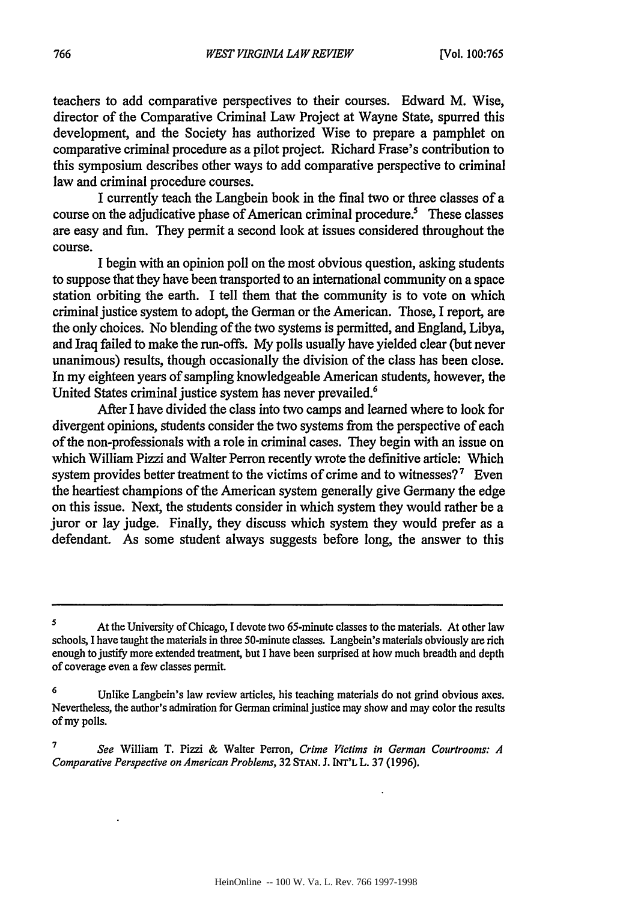teachers to add comparative perspectives to their courses. Edward M. Wise, director of the Comparative Criminal Law Project at Wayne State, spurred this development, and the Society has authorized Wise to prepare a pamphlet on comparative criminal procedure as a pilot project. Richard Frase's contribution to this symposium describes other ways to add comparative perspective to criminal law and criminal procedure courses.

I currently teach the Langbein book in the final two or three classes of a course on the adjudicative phase of American criminal procedure.[5] These classes are easy and fun. They permit a second look at issues considered throughout the course.

I begin with an opinion poll on the most obvious question, asking students to suppose that they have been transported to an international community on a space station orbiting the earth. I tell them that the community is to vote on which criminal justice system to adopt, the German or the American. Those, I report, are the only choices. No blending of the two systems is permitted, and England, Libya, and Iraq failed to make the run-offs. My polls usually have yielded clear (but never unanimous) results, though occasionally the division of the class has been close. In my eighteen years of sampling knowledgeable American students, however, the United States criminal justice system has never prevailed.[6]

After I have divided the class into two camps and learned where to look for divergent opinions, students consider the two systems from the perspective of each of the non-professionals with a role in criminal cases. They begin with an issue on which William Pizzi and Walter Perron recently wrote the definitive article: Which system provides better treatment to the victims of crime and to witnesses?[7] Even the heartiest champions of the American system generally give Germany the edge on this issue. Next, the students consider in which system they would rather be a juror or lay judge. Finally, they discuss which system they would prefer as a defendant. As some student always suggests before long, the answer to this

---

[5] At the University of Chicago, I devote two 65-minute classes to the materials. At other law schools, I have taught the materials in three 50-minute classes. Langbein's materials obviously are rich enough to justify more extended treatment, but I have been surprised at how much breadth and depth of coverage even a few classes permit.

[6] Unlike Langbein's law review articles, his teaching materials do not grind obvious axes. Nevertheless, the author's admiration for German criminal justice may show and may color the results of my polls.

[7] *See* William T. Pizzi & Walter Perron, *Crime Victims in German Courtrooms: A Comparative Perspective on American Problems*, 32 STAN. J. INT'L L. 37 (1996).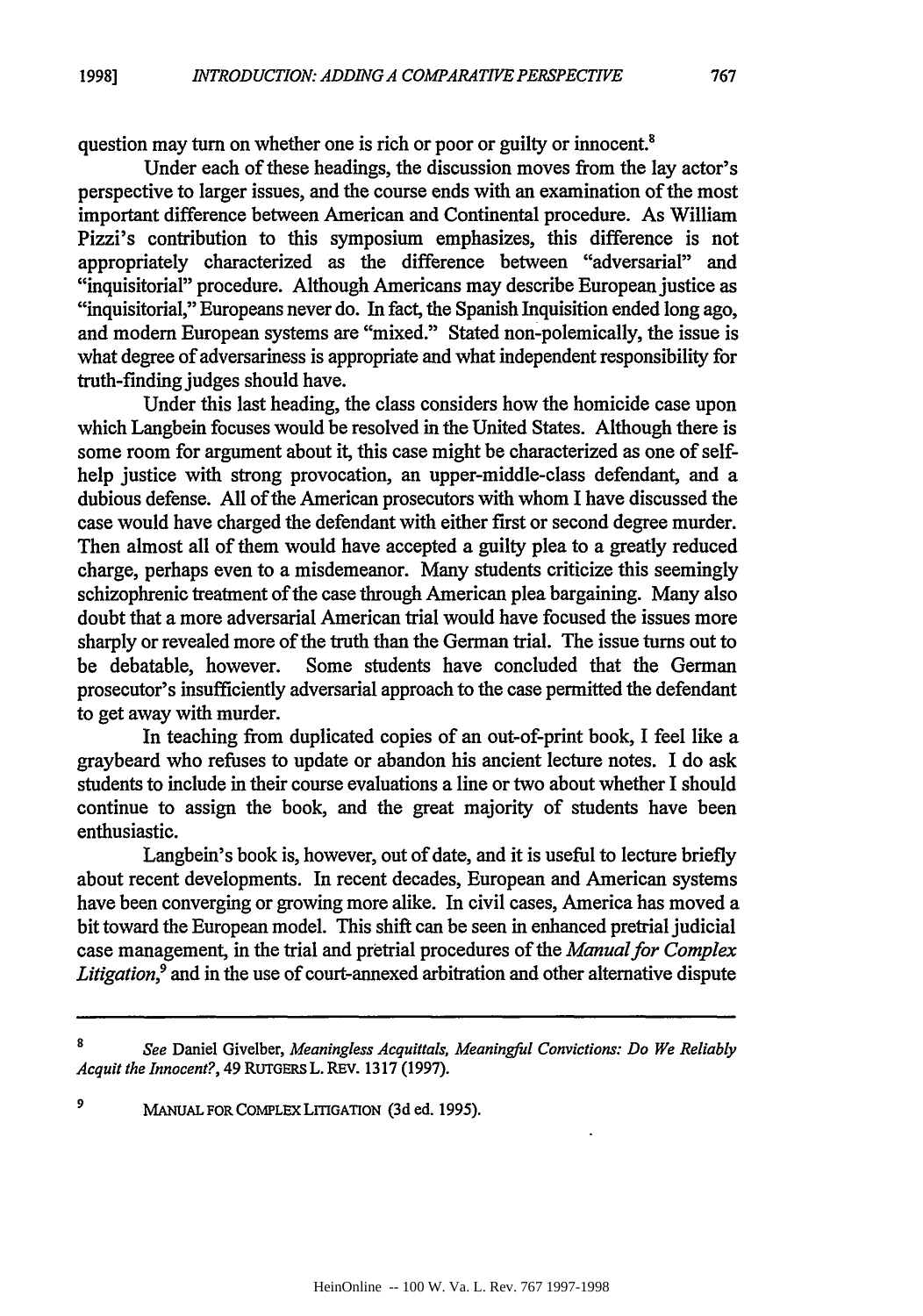question may turn on whether one is rich or poor or guilty or innocent.[8]

Under each of these headings, the discussion moves from the lay actor's perspective to larger issues, and the course ends with an examination of the most important difference between American and Continental procedure. As William Pizzi's contribution to this symposium emphasizes, this difference is not appropriately characterized as the difference between "adversarial" and "inquisitorial" procedure. Although Americans may describe European justice as "inquisitorial," Europeans never do. In fact, the Spanish Inquisition ended long ago, and modern European systems are "mixed." Stated non-polemically, the issue is what degree of adversariness is appropriate and what independent responsibility for truth-finding judges should have.

Under this last heading, the class considers how the homicide case upon which Langbein focuses would be resolved in the United States. Although there is some room for argument about it, this case might be characterized as one of self-help justice with strong provocation, an upper-middle-class defendant, and a dubious defense. All of the American prosecutors with whom I have discussed the case would have charged the defendant with either first or second degree murder. Then almost all of them would have accepted a guilty plea to a greatly reduced charge, perhaps even to a misdemeanor. Many students criticize this seemingly schizophrenic treatment of the case through American plea bargaining. Many also doubt that a more adversarial American trial would have focused the issues more sharply or revealed more of the truth than the German trial. The issue turns out to be debatable, however. Some students have concluded that the German prosecutor's insufficiently adversarial approach to the case permitted the defendant to get away with murder.

In teaching from duplicated copies of an out-of-print book, I feel like a graybeard who refuses to update or abandon his ancient lecture notes. I do ask students to include in their course evaluations a line or two about whether I should continue to assign the book, and the great majority of students have been enthusiastic.

Langbein's book is, however, out of date, and it is useful to lecture briefly about recent developments. In recent decades, European and American systems have been converging or growing more alike. In civil cases, America has moved a bit toward the European model. This shift can be seen in enhanced pretrial judicial case management, in the trial and pretrial procedures of the *Manual for Complex Litigation*,[9] and in the use of court-annexed arbitration and other alternative dispute

---

[8] *See* Daniel Givelber, *Meaningless Acquittals, Meaningful Convictions: Do We Reliably Acquit the Innocent?*, 49 RUTGERS L. REV. 1317 (1997).

[9] MANUAL FOR COMPLEX LITIGATION (3d ed. 1995).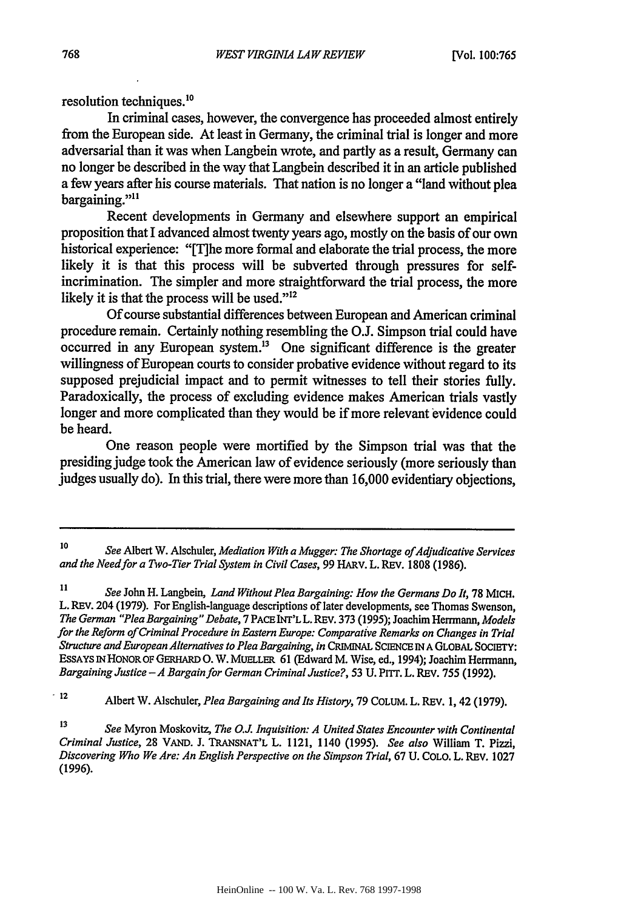resolution techniques.[10]

In criminal cases, however, the convergence has proceeded almost entirely from the European side. At least in Germany, the criminal trial is longer and more adversarial than it was when Langbein wrote, and partly as a result, Germany can no longer be described in the way that Langbein described it in an article published a few years after his course materials. That nation is no longer a "land without plea bargaining."[11]

Recent developments in Germany and elsewhere support an empirical proposition that I advanced almost twenty years ago, mostly on the basis of our own historical experience: "[T]he more formal and elaborate the trial process, the more likely it is that this process will be subverted through pressures for self-incrimination. The simpler and more straightforward the trial process, the more likely it is that the process will be used."[12]

Of course substantial differences between European and American criminal procedure remain. Certainly nothing resembling the O.J. Simpson trial could have occurred in any European system.[13] One significant difference is the greater willingness of European courts to consider probative evidence without regard to its supposed prejudicial impact and to permit witnesses to tell their stories fully. Paradoxically, the process of excluding evidence makes American trials vastly longer and more complicated than they would be if more relevant evidence could be heard.

One reason people were mortified by the Simpson trial was that the presiding judge took the American law of evidence seriously (more seriously than judges usually do). In this trial, there were more than 16,000 evidentiary objections,

---

10 *See* Albert W. Alschuler, *Mediation With a Mugger: The Shortage of Adjudicative Services and the Need for a Two-Tier Trial System in Civil Cases*, 99 HARV. L. REV. 1808 (1986).

11 *See* John H. Langbein, *Land Without Plea Bargaining: How the Germans Do It*, 78 MICH. L. REV. 204 (1979). For English-language descriptions of later developments, see Thomas Swenson, *The German "Plea Bargaining" Debate*, 7 PACE INT'L L. REV. 373 (1995); Joachim Herrmann, *Models for the Reform of Criminal Procedure in Eastern Europe: Comparative Remarks on Changes in Trial Structure and European Alternatives to Plea Bargaining*, *in* CRIMINAL SCIENCE IN A GLOBAL SOCIETY: ESSAYS IN HONOR OF GERHARD O. W. MUELLER 61 (Edward M. Wise, ed., 1994); Joachim Herrmann, *Bargaining Justice – A Bargain for German Criminal Justice?*, 53 U. PITT. L. REV. 755 (1992).

12 Albert W. Alschuler, *Plea Bargaining and Its History*, 79 COLUM. L. REV. 1, 42 (1979).

13 *See* Myron Moskovitz, *The O.J. Inquisition: A United States Encounter with Continental Criminal Justice*, 28 VAND. J. TRANSNAT'L L. 1121, 1140 (1995). *See also* William T. Pizzi, *Discovering Who We Are: An English Perspective on the Simpson Trial*, 67 U. COLO. L. REV. 1027 (1996).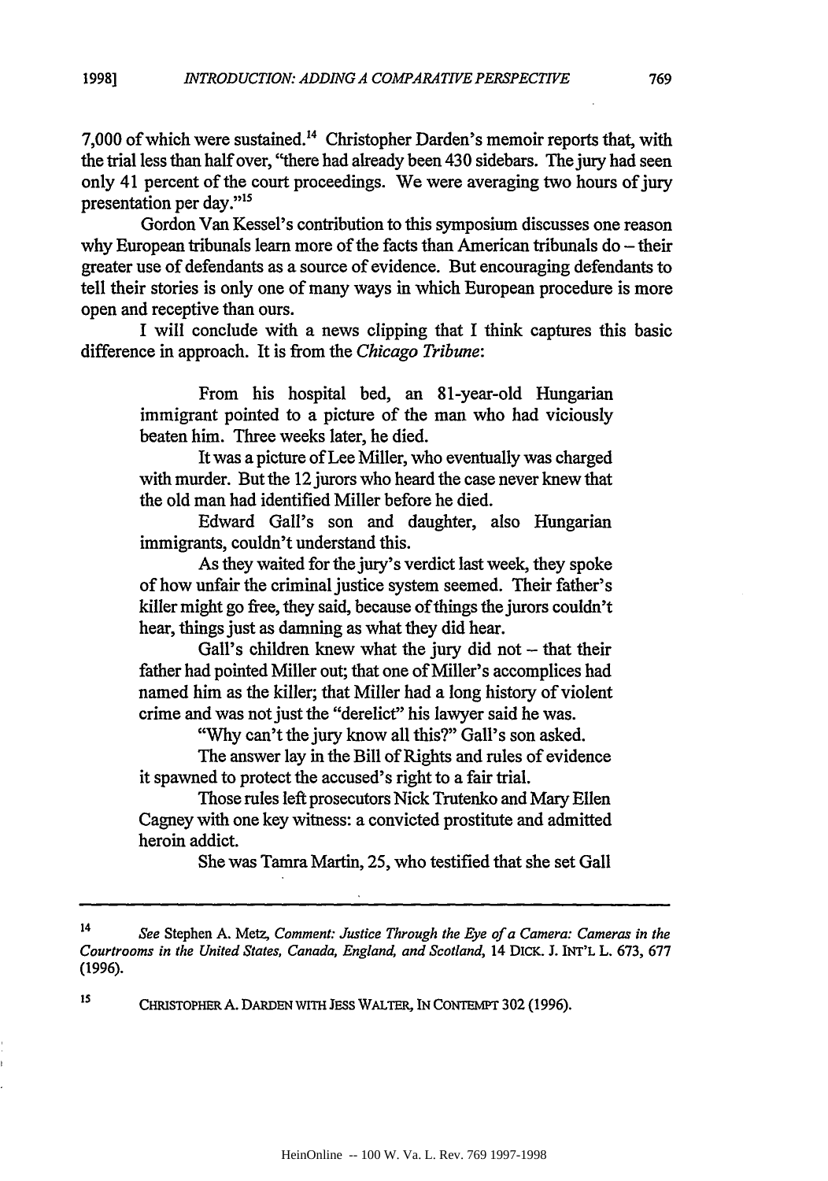7,000 of which were sustained.[14] Christopher Darden's memoir reports that, with the trial less than half over, "there had already been 430 sidebars. The jury had seen only 41 percent of the court proceedings. We were averaging two hours of jury presentation per day."[15]

Gordon Van Kessel's contribution to this symposium discusses one reason why European tribunals learn more of the facts than American tribunals do – their greater use of defendants as a source of evidence. But encouraging defendants to tell their stories is only one of many ways in which European procedure is more open and receptive than ours.

I will conclude with a news clipping that I think captures this basic difference in approach. It is from the *Chicago Tribune*:

> From his hospital bed, an 81-year-old Hungarian immigrant pointed to a picture of the man who had viciously beaten him. Three weeks later, he died.
>
> It was a picture of Lee Miller, who eventually was charged with murder. But the 12 jurors who heard the case never knew that the old man had identified Miller before he died.
>
> Edward Gall's son and daughter, also Hungarian immigrants, couldn't understand this.
>
> As they waited for the jury's verdict last week, they spoke of how unfair the criminal justice system seemed. Their father's killer might go free, they said, because of things the jurors couldn't hear, things just as damning as what they did hear.
>
> Gall's children knew what the jury did not – that their father had pointed Miller out; that one of Miller's accomplices had named him as the killer; that Miller had a long history of violent crime and was not just the "derelict" his lawyer said he was.
>
> "Why can't the jury know all this?" Gall's son asked.
>
> The answer lay in the Bill of Rights and rules of evidence it spawned to protect the accused's right to a fair trial.
>
> Those rules left prosecutors Nick Trutenko and Mary Ellen Cagney with one key witness: a convicted prostitute and admitted heroin addict.
>
> She was Tamra Martin, 25, who testified that she set Gall

---

[14] *See* Stephen A. Metz, *Comment: Justice Through the Eye of a Camera: Cameras in the Courtrooms in the United States, Canada, England, and Scotland*, 14 DICK. J. INT'L L. 673, 677 (1996).

[15] CHRISTOPHER A. DARDEN WITH JESS WALTER, IN CONTEMPT 302 (1996).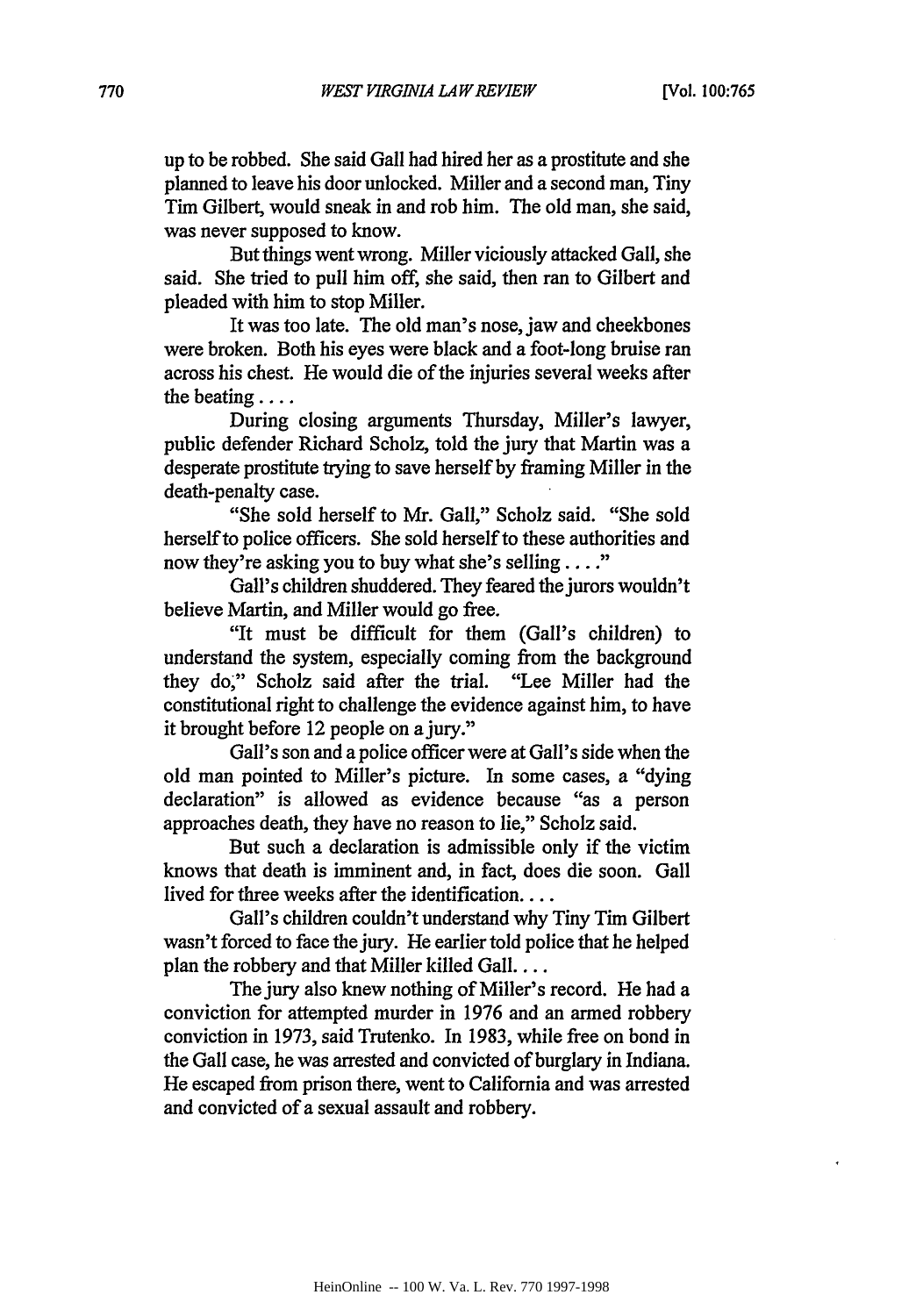up to be robbed. She said Gall had hired her as a prostitute and she planned to leave his door unlocked. Miller and a second man, Tiny Tim Gilbert, would sneak in and rob him. The old man, she said, was never supposed to know.

But things went wrong. Miller viciously attacked Gall, she said. She tried to pull him off, she said, then ran to Gilbert and pleaded with him to stop Miller.

It was too late. The old man's nose, jaw and cheekbones were broken. Both his eyes were black and a foot-long bruise ran across his chest. He would die of the injuries several weeks after the beating . . . .

During closing arguments Thursday, Miller's lawyer, public defender Richard Scholz, told the jury that Martin was a desperate prostitute trying to save herself by framing Miller in the death-penalty case.

"She sold herself to Mr. Gall," Scholz said. "She sold herself to police officers. She sold herself to these authorities and now they're asking you to buy what she's selling . . . ."

Gall's children shuddered. They feared the jurors wouldn't believe Martin, and Miller would go free.

"It must be difficult for them (Gall's children) to understand the system, especially coming from the background they do," Scholz said after the trial. "Lee Miller had the constitutional right to challenge the evidence against him, to have it brought before 12 people on a jury."

Gall's son and a police officer were at Gall's side when the old man pointed to Miller's picture. In some cases, a "dying declaration" is allowed as evidence because "as a person approaches death, they have no reason to lie," Scholz said.

But such a declaration is admissible only if the victim knows that death is imminent and, in fact, does die soon. Gall lived for three weeks after the identification. . . .

Gall's children couldn't understand why Tiny Tim Gilbert wasn't forced to face the jury. He earlier told police that he helped plan the robbery and that Miller killed Gall. . . .

The jury also knew nothing of Miller's record. He had a conviction for attempted murder in 1976 and an armed robbery conviction in 1973, said Trutenko. In 1983, while free on bond in the Gall case, he was arrested and convicted of burglary in Indiana. He escaped from prison there, went to California and was arrested and convicted of a sexual assault and robbery.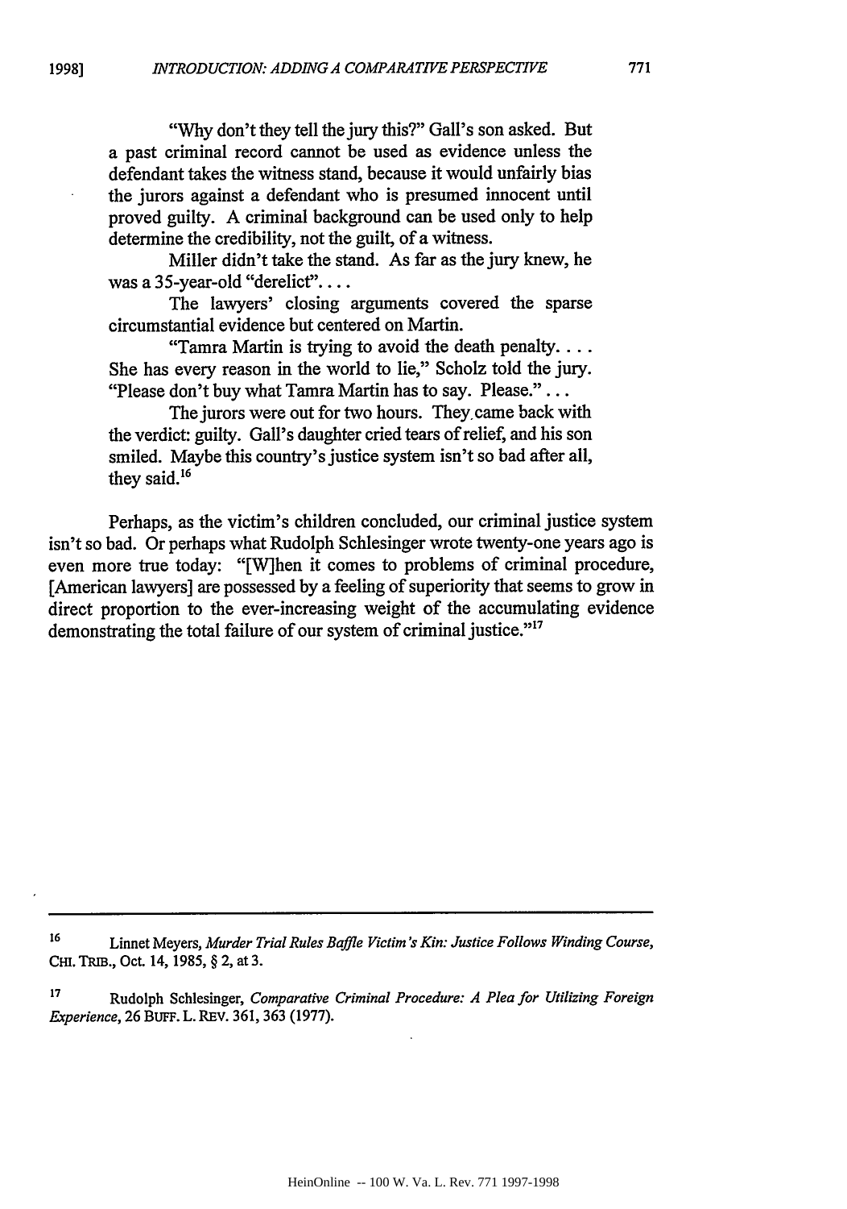"Why don't they tell the jury this?" Gall's son asked. But a past criminal record cannot be used as evidence unless the defendant takes the witness stand, because it would unfairly bias the jurors against a defendant who is presumed innocent until proved guilty. A criminal background can be used only to help determine the credibility, not the guilt, of a witness.

Miller didn't take the stand. As far as the jury knew, he was a 35-year-old "derelict". . . .

The lawyers' closing arguments covered the sparse circumstantial evidence but centered on Martin.

"Tamra Martin is trying to avoid the death penalty. . . . She has every reason in the world to lie," Scholz told the jury. "Please don't buy what Tamra Martin has to say. Please." . . .

The jurors were out for two hours. They came back with the verdict: guilty. Gall's daughter cried tears of relief, and his son smiled. Maybe this country's justice system isn't so bad after all, they said.[16]

Perhaps, as the victim's children concluded, our criminal justice system isn't so bad. Or perhaps what Rudolph Schlesinger wrote twenty-one years ago is even more true today: "[W]hen it comes to problems of criminal procedure, [American lawyers] are possessed by a feeling of superiority that seems to grow in direct proportion to the ever-increasing weight of the accumulating evidence demonstrating the total failure of our system of criminal justice."[17]

---

[16] Linnet Meyers, *Murder Trial Rules Baffle Victim's Kin: Justice Follows Winding Course*, CHI. TRIB., Oct. 14, 1985, § 2, at 3.

[17] Rudolph Schlesinger, *Comparative Criminal Procedure: A Plea for Utilizing Foreign Experience*, 26 BUFF. L. REV. 361, 363 (1977).